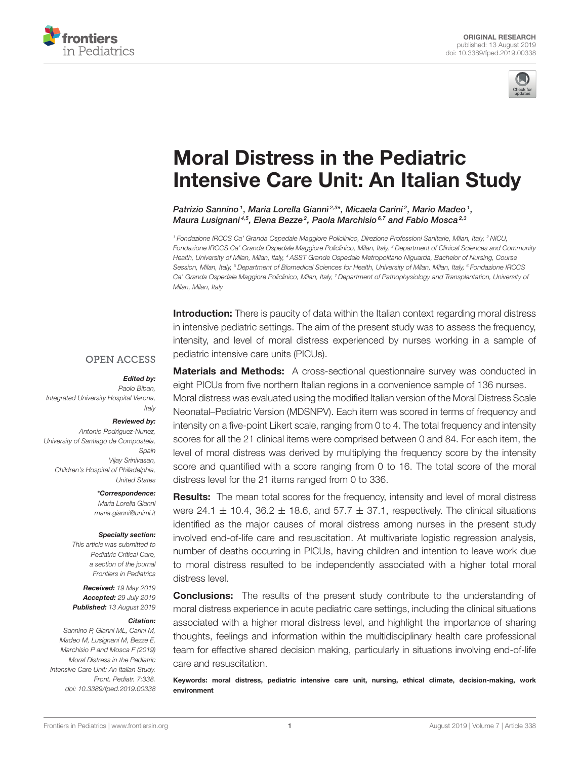ORIGINAL RESEARCH
published: 13 August 2019
doi: 10.3389/fped.2019.00338

# Moral Distress in the Pediatric Intensive Care Unit: An Italian Study

*Patrizio Sannino[1], Maria Lorella Giannì[2,3]\*, Micaela Carini[2], Mario Madeo[1], Maura Lusignani[4,5], Elena Bezze[2], Paola Marchisio[6,7] and Fabio Mosca[2,3]*

[1] Fondazione IRCCS Ca' Granda Ospedale Maggiore Policlinico, Direzione Professioni Sanitarie, Milan, Italy, [2] NICU, Fondazione IRCCS Ca' Granda Ospedale Maggiore Policlinico, Milan, Italy, [3] Department of Clinical Sciences and Community Health, University of Milan, Milan, Italy, [4] ASST Grande Ospedale Metropolitano Niguarda, Bachelor of Nursing, Course Session, Milan, Italy, [5] Department of Biomedical Sciences for Health, University of Milan, Milan, Italy, [6] Fondazione IRCCS Ca' Granda Ospedale Maggiore Policlinico, Milan, Italy, [7] Department of Pathophysiology and Transplantation, University of Milan, Milan, Italy

**Introduction:** There is paucity of data within the Italian context regarding moral distress in intensive pediatric settings. The aim of the present study was to assess the frequency, intensity, and level of moral distress experienced by nurses working in a sample of pediatric intensive care units (PICUs).

**Materials and Methods:** A cross-sectional questionnaire survey was conducted in eight PICUs from five northern Italian regions in a convenience sample of 136 nurses. Moral distress was evaluated using the modified Italian version of the Moral Distress Scale Neonatal–Pediatric Version (MDSNPV). Each item was scored in terms of frequency and intensity on a five-point Likert scale, ranging from 0 to 4. The total frequency and intensity scores for all the 21 clinical items were comprised between 0 and 84. For each item, the level of moral distress was derived by multiplying the frequency score by the intensity score and quantified with a score ranging from 0 to 16. The total score of the moral distress level for the 21 items ranged from 0 to 336.

**Results:** The mean total scores for the frequency, intensity and level of moral distress were $24.1 \pm 10.4$, $36.2 \pm 18.6$, and $57.7 \pm 37.1$, respectively. The clinical situations identified as the major causes of moral distress among nurses in the present study involved end-of-life care and resuscitation. At multivariate logistic regression analysis, number of deaths occurring in PICUs, having children and intention to leave work due to moral distress resulted to be independently associated with a higher total moral distress level.

**Conclusions:** The results of the present study contribute to the understanding of moral distress experience in acute pediatric care settings, including the clinical situations associated with a higher moral distress level, and highlight the importance of sharing thoughts, feelings and information within the multidisciplinary health care professional team for effective shared decision making, particularly in situations involving end-of-life care and resuscitation.

**Keywords: moral distress, pediatric intensive care unit, nursing, ethical climate, decision-making, work environment**

OPEN ACCESS

***Edited by:***
*Paolo Biban,*
*Integrated University Hospital Verona, Italy*

***Reviewed by:***
*Antonio Rodriguez-Nunez,*
*University of Santiago de Compostela, Spain*
*Vijay Srinivasan,*
*Children's Hospital of Philadelphia, United States*

***\*Correspondence:***
*Maria Lorella Gianni*
*maria.gianni@unimi.it*

***Specialty section:***
*This article was submitted to Pediatric Critical Care, a section of the journal Frontiers in Pediatrics*

***Received:*** *19 May 2019*
***Accepted:*** *29 July 2019*
***Published:*** *13 August 2019*

***Citation:***
*Sannino P, Gianni ML, Carini M, Madeo M, Lusignani M, Bezze E, Marchisio P and Mosca F (2019) Moral Distress in the Pediatric Intensive Care Unit: An Italian Study. Front. Pediatr. 7:338. doi: 10.3389/fped.2019.00338*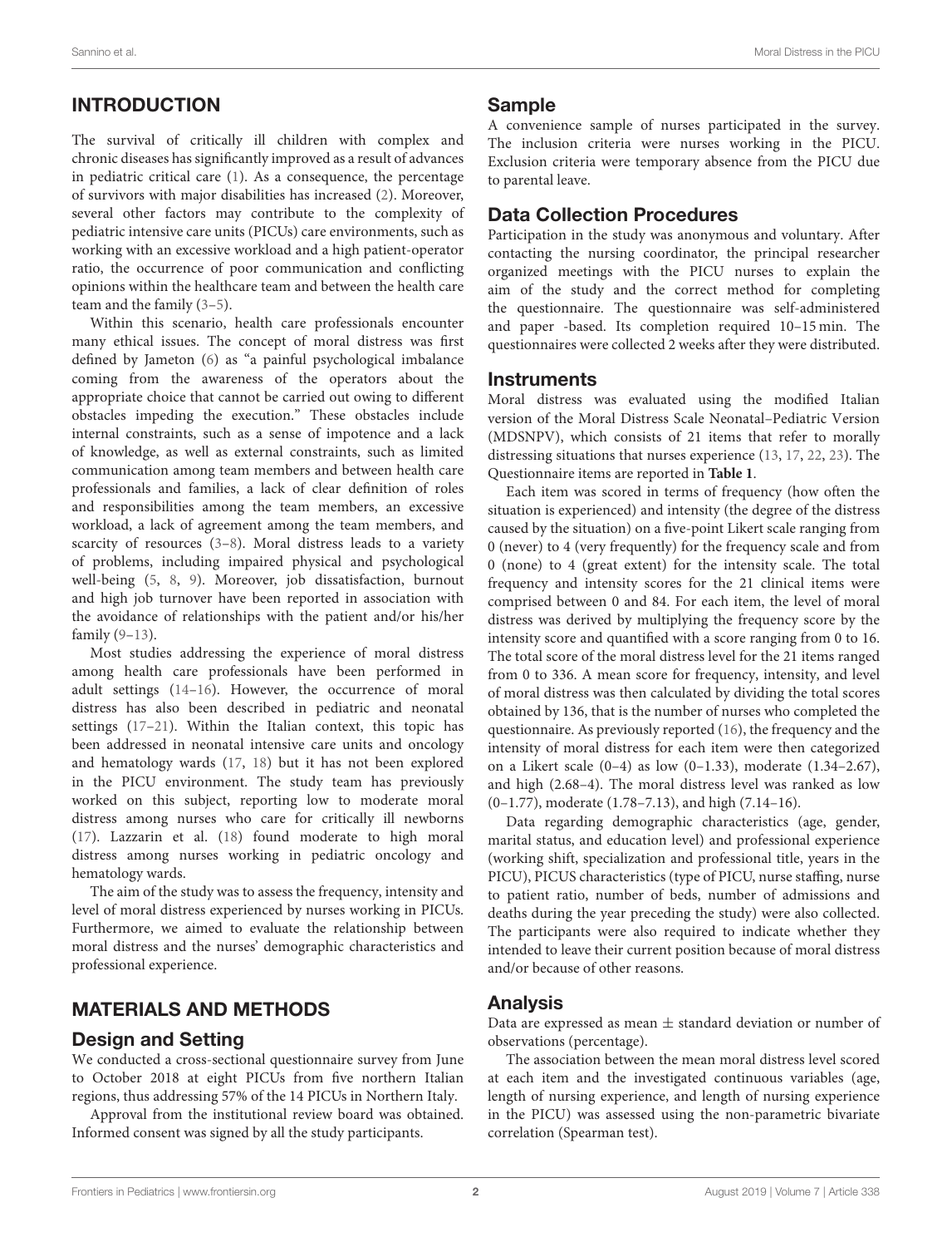## INTRODUCTION

The survival of critically ill children with complex and chronic diseases has significantly improved as a result of advances in pediatric critical care (1). As a consequence, the percentage of survivors with major disabilities has increased (2). Moreover, several other factors may contribute to the complexity of pediatric intensive care units (PICUs) care environments, such as working with an excessive workload and a high patient-operator ratio, the occurrence of poor communication and conflicting opinions within the healthcare team and between the health care team and the family (3–5).

Within this scenario, health care professionals encounter many ethical issues. The concept of moral distress was first defined by Jameton (6) as "a painful psychological imbalance coming from the awareness of the operators about the appropriate choice that cannot be carried out owing to different obstacles impeding the execution." These obstacles include internal constraints, such as a sense of impotence and a lack of knowledge, as well as external constraints, such as limited communication among team members and between health care professionals and families, a lack of clear definition of roles and responsibilities among the team members, an excessive workload, a lack of agreement among the team members, and scarcity of resources (3–8). Moral distress leads to a variety of problems, including impaired physical and psychological well-being (5, 8, 9). Moreover, job dissatisfaction, burnout and high job turnover have been reported in association with the avoidance of relationships with the patient and/or his/her family (9–13).

Most studies addressing the experience of moral distress among health care professionals have been performed in adult settings (14–16). However, the occurrence of moral distress has also been described in pediatric and neonatal settings (17–21). Within the Italian context, this topic has been addressed in neonatal intensive care units and oncology and hematology wards (17, 18) but it has not been explored in the PICU environment. The study team has previously worked on this subject, reporting low to moderate moral distress among nurses who care for critically ill newborns (17). Lazzarin et al. (18) found moderate to high moral distress among nurses working in pediatric oncology and hematology wards.

The aim of the study was to assess the frequency, intensity and level of moral distress experienced by nurses working in PICUs. Furthermore, we aimed to evaluate the relationship between moral distress and the nurses' demographic characteristics and professional experience.

## MATERIALS AND METHODS

### Design and Setting

We conducted a cross-sectional questionnaire survey from June to October 2018 at eight PICUs from five northern Italian regions, thus addressing 57% of the 14 PICUs in Northern Italy.

Approval from the institutional review board was obtained. Informed consent was signed by all the study participants.

### Sample

A convenience sample of nurses participated in the survey. The inclusion criteria were nurses working in the PICU. Exclusion criteria were temporary absence from the PICU due to parental leave.

### Data Collection Procedures

Participation in the study was anonymous and voluntary. After contacting the nursing coordinator, the principal researcher organized meetings with the PICU nurses to explain the aim of the study and the correct method for completing the questionnaire. The questionnaire was self-administered and paper -based. Its completion required 10–15 min. The questionnaires were collected 2 weeks after they were distributed.

### Instruments

Moral distress was evaluated using the modified Italian version of the Moral Distress Scale Neonatal–Pediatric Version (MDSNPV), which consists of 21 items that refer to morally distressing situations that nurses experience (13, 17, 22, 23). The Questionnaire items are reported in **Table 1**.

Each item was scored in terms of frequency (how often the situation is experienced) and intensity (the degree of the distress caused by the situation) on a five-point Likert scale ranging from 0 (never) to 4 (very frequently) for the frequency scale and from 0 (none) to 4 (great extent) for the intensity scale. The total frequency and intensity scores for the 21 clinical items were comprised between 0 and 84. For each item, the level of moral distress was derived by multiplying the frequency score by the intensity score and quantified with a score ranging from 0 to 16. The total score of the moral distress level for the 21 items ranged from 0 to 336. A mean score for frequency, intensity, and level of moral distress was then calculated by dividing the total scores obtained by 136, that is the number of nurses who completed the questionnaire. As previously reported (16), the frequency and the intensity of moral distress for each item were then categorized on a Likert scale (0–4) as low (0–1.33), moderate (1.34–2.67), and high (2.68–4). The moral distress level was ranked as low (0–1.77), moderate (1.78–7.13), and high (7.14–16).

Data regarding demographic characteristics (age, gender, marital status, and education level) and professional experience (working shift, specialization and professional title, years in the PICU), PICUS characteristics (type of PICU, nurse staffing, nurse to patient ratio, number of beds, number of admissions and deaths during the year preceding the study) were also collected. The participants were also required to indicate whether they intended to leave their current position because of moral distress and/or because of other reasons.

### Analysis

Data are expressed as mean ± standard deviation or number of observations (percentage).

The association between the mean moral distress level scored at each item and the investigated continuous variables (age, length of nursing experience, and length of nursing experience in the PICU) was assessed using the non-parametric bivariate correlation (Spearman test).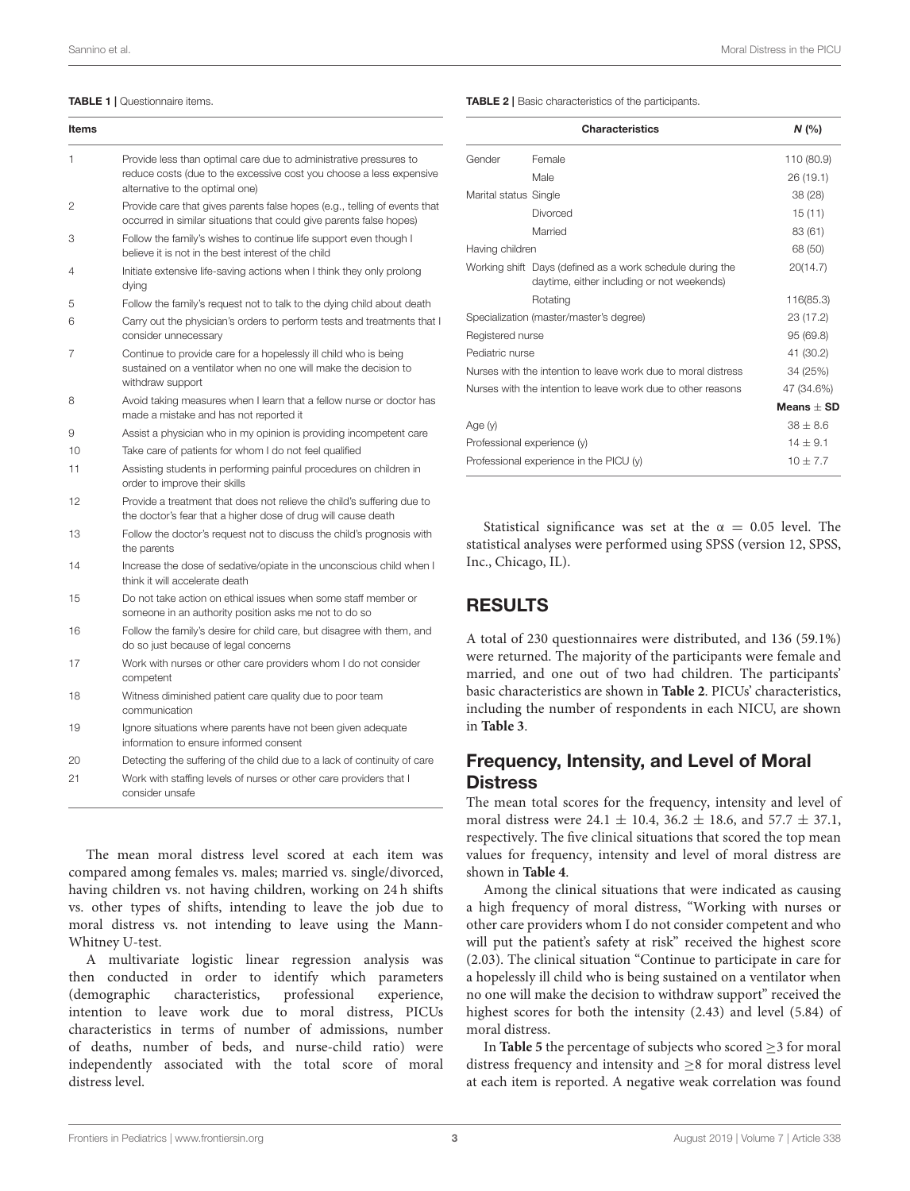**TABLE 1 |** Questionnaire items.

| Items | |
|---|---|
| 1 | Provide less than optimal care due to administrative pressures to reduce costs (due to the excessive cost you choose a less expensive alternative to the optimal one) |
| 2 | Provide care that gives parents false hopes (e.g., telling of events that occurred in similar situations that could give parents false hopes) |
| 3 | Follow the family's wishes to continue life support even though I believe it is not in the best interest of the child |
| 4 | Initiate extensive life-saving actions when I think they only prolong dying |
| 5 | Follow the family's request not to talk to the dying child about death |
| 6 | Carry out the physician's orders to perform tests and treatments that I consider unnecessary |
| 7 | Continue to provide care for a hopelessly ill child who is being sustained on a ventilator when no one will make the decision to withdraw support |
| 8 | Avoid taking measures when I learn that a fellow nurse or doctor has made a mistake and has not reported it |
| 9 | Assist a physician who in my opinion is providing incompetent care |
| 10 | Take care of patients for whom I do not feel qualified |
| 11 | Assisting students in performing painful procedures on children in order to improve their skills |
| 12 | Provide a treatment that does not relieve the child's suffering due to the doctor's fear that a higher dose of drug will cause death |
| 13 | Follow the doctor's request not to discuss the child's prognosis with the parents |
| 14 | Increase the dose of sedative/opiate in the unconscious child when I think it will accelerate death |
| 15 | Do not take action on ethical issues when some staff member or someone in an authority position asks me not to do so |
| 16 | Follow the family's desire for child care, but disagree with them, and do so just because of legal concerns |
| 17 | Work with nurses or other care providers whom I do not consider competent |
| 18 | Witness diminished patient care quality due to poor team communication |
| 19 | Ignore situations where parents have not been given adequate information to ensure informed consent |
| 20 | Detecting the suffering of the child due to a lack of continuity of care |
| 21 | Work with staffing levels of nurses or other care providers that I consider unsafe |

The mean moral distress level scored at each item was compared among females vs. males; married vs. single/divorced, having children vs. not having children, working on 24 h shifts vs. other types of shifts, intending to leave the job due to moral distress vs. not intending to leave using the Mann-Whitney U-test.

A multivariate logistic linear regression analysis was then conducted in order to identify which parameters (demographic characteristics, professional experience, intention to leave work due to moral distress, PICUs characteristics in terms of number of admissions, number of deaths, number of beds, and nurse-child ratio) were independently associated with the total score of moral distress level.

**TABLE 2 |** Basic characteristics of the participants.

| Characteristics | | N (%) |
|---|---|---|
| Gender | Female | 110 (80.9) |
| | Male | 26 (19.1) |
| Marital status | Single | 38 (28) |
| | Divorced | 15 (11) |
| | Married | 83 (61) |
| Having children | | 68 (50) |
| Working shift | Days (defined as a work schedule during the daytime, either including or not weekends) | 20(14.7) |
| | Rotating | 116(85.3) |
| Specialization (master/master's degree) | | 23 (17.2) |
| Registered nurse | | 95 (69.8) |
| Pediatric nurse | | 41 (30.2) |
| Nurses with the intention to leave work due to moral distress | | 34 (25%) |
| Nurses with the intention to leave work due to other reasons | | 47 (34.6%) |
| | | **Means ± SD** |
| Age (y) | | 38 ± 8.6 |
| Professional experience (y) | | 14 ± 9.1 |
| Professional experience in the PICU (y) | | 10 ± 7.7 |

Statistical significance was set at the $\alpha = 0.05$ level. The statistical analyses were performed using SPSS (version 12, SPSS, Inc., Chicago, IL).

## RESULTS

A total of 230 questionnaires were distributed, and 136 (59.1%) were returned. The majority of the participants were female and married, and one out of two had children. The participants' basic characteristics are shown in **Table 2**. PICUs' characteristics, including the number of respondents in each NICU, are shown in **Table 3**.

### Frequency, Intensity, and Level of Moral Distress

The mean total scores for the frequency, intensity and level of moral distress were 24.1 ± 10.4, 36.2 ± 18.6, and 57.7 ± 37.1, respectively. The five clinical situations that scored the top mean values for frequency, intensity and level of moral distress are shown in **Table 4**.

Among the clinical situations that were indicated as causing a high frequency of moral distress, "Working with nurses or other care providers whom I do not consider competent and who will put the patient's safety at risk" received the highest score (2.03). The clinical situation "Continue to participate in care for a hopelessly ill child who is being sustained on a ventilator when no one will make the decision to withdraw support" received the highest scores for both the intensity (2.43) and level (5.84) of moral distress.

In **Table 5** the percentage of subjects who scored ≥3 for moral distress frequency and intensity and ≥8 for moral distress level at each item is reported. A negative weak correlation was found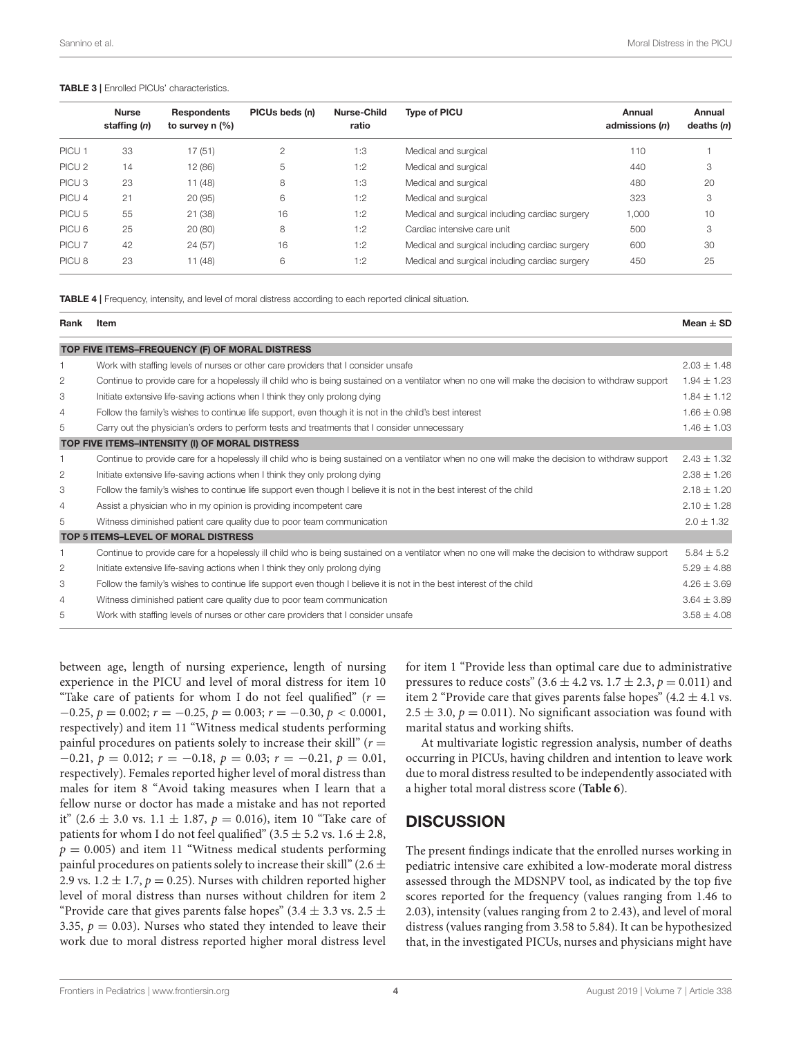**TABLE 3 |** Enrolled PICUs' characteristics.

| | Nurse staffing (*n*) | Respondents to survey n (%) | PICUs beds (n) | Nurse-Child ratio | Type of PICU | Annual admissions (*n*) | Annual deaths (*n*) |
|---|---|---|---|---|---|---|---|
| PICU 1 | 33 | 17 (51) | 2 | 1:3 | Medical and surgical | 110 | 1 |
| PICU 2 | 14 | 12 (86) | 5 | 1:2 | Medical and surgical | 440 | 3 |
| PICU 3 | 23 | 11 (48) | 8 | 1:3 | Medical and surgical | 480 | 20 |
| PICU 4 | 21 | 20 (95) | 6 | 1:2 | Medical and surgical | 323 | 3 |
| PICU 5 | 55 | 21 (38) | 16 | 1:2 | Medical and surgical including cardiac surgery | 1,000 | 10 |
| PICU 6 | 25 | 20 (80) | 8 | 1:2 | Cardiac intensive care unit | 500 | 3 |
| PICU 7 | 42 | 24 (57) | 16 | 1:2 | Medical and surgical including cardiac surgery | 600 | 30 |
| PICU 8 | 23 | 11 (48) | 6 | 1:2 | Medical and surgical including cardiac surgery | 450 | 25 |

**TABLE 4 |** Frequency, intensity, and level of moral distress according to each reported clinical situation.

| Rank | Item | Mean ± SD |
|---|---|---|
| **TOP FIVE ITEMS–FREQUENCY (F) OF MORAL DISTRESS** | | |
| 1 | Work with staffing levels of nurses or other care providers that I consider unsafe | 2.03 ± 1.48 |
| 2 | Continue to provide care for a hopelessly ill child who is being sustained on a ventilator when no one will make the decision to withdraw support | 1.94 ± 1.23 |
| 3 | Initiate extensive life-saving actions when I think they only prolong dying | 1.84 ± 1.12 |
| 4 | Follow the family's wishes to continue life support, even though it is not in the child's best interest | 1.66 ± 0.98 |
| 5 | Carry out the physician's orders to perform tests and treatments that I consider unnecessary | 1.46 ± 1.03 |
| **TOP FIVE ITEMS–INTENSITY (I) OF MORAL DISTRESS** | | |
| 1 | Continue to provide care for a hopelessly ill child who is being sustained on a ventilator when no one will make the decision to withdraw support | 2.43 ± 1.32 |
| 2 | Initiate extensive life-saving actions when I think they only prolong dying | 2.38 ± 1.26 |
| 3 | Follow the family's wishes to continue life support even though I believe it is not in the best interest of the child | 2.18 ± 1.20 |
| 4 | Assist a physician who in my opinion is providing incompetent care | 2.10 ± 1.28 |
| 5 | Witness diminished patient care quality due to poor team communication | 2.0 ± 1.32 |
| **TOP 5 ITEMS–LEVEL OF MORAL DISTRESS** | | |
| 1 | Continue to provide care for a hopelessly ill child who is being sustained on a ventilator when no one will make the decision to withdraw support | 5.84 ± 5.2 |
| 2 | Initiate extensive life-saving actions when I think they only prolong dying | 5.29 ± 4.88 |
| 3 | Follow the family's wishes to continue life support even though I believe it is not in the best interest of the child | 4.26 ± 3.69 |
| 4 | Witness diminished patient care quality due to poor team communication | 3.64 ± 3.89 |
| 5 | Work with staffing levels of nurses or other care providers that I consider unsafe | 3.58 ± 4.08 |

between age, length of nursing experience, length of nursing experience in the PICU and level of moral distress for item 10 "Take care of patients for whom I do not feel qualified" ($r = -0.25$, $p = 0.002$; $r = -0.25$, $p = 0.003$; $r = -0.30$, $p < 0.0001$, respectively) and item 11 "Witness medical students performing painful procedures on patients solely to increase their skill" ($r = -0.21$, $p = 0.012$; $r = -0.18$, $p = 0.03$; $r = -0.21$, $p = 0.01$, respectively). Females reported higher level of moral distress than males for item 8 "Avoid taking measures when I learn that a fellow nurse or doctor has made a mistake and has not reported it" ($2.6 \pm 3.0$ vs. $1.1 \pm 1.87$, $p = 0.016$), item 10 "Take care of patients for whom I do not feel qualified" ($3.5 \pm 5.2$ vs. $1.6 \pm 2.8$, $p = 0.005$) and item 11 "Witness medical students performing painful procedures on patients solely to increase their skill" ($2.6 \pm 2.9$ vs. $1.2 \pm 1.7$, $p = 0.25$). Nurses with children reported higher level of moral distress than nurses without children for item 2 "Provide care that gives parents false hopes" ($3.4 \pm 3.3$ vs. $2.5 \pm 3.35$, $p = 0.03$). Nurses who stated they intended to leave their work due to moral distress reported higher moral distress level for item 1 "Provide less than optimal care due to administrative pressures to reduce costs" ($3.6 \pm 4.2$ vs. $1.7 \pm 2.3$, $p = 0.011$) and item 2 "Provide care that gives parents false hopes" ($4.2 \pm 4.1$ vs. $2.5 \pm 3.0$, $p = 0.011$). No significant association was found with marital status and working shifts.

At multivariate logistic regression analysis, number of deaths occurring in PICUs, having children and intention to leave work due to moral distress resulted to be independently associated with a higher total moral distress score (**Table 6**).

## DISCUSSION

The present findings indicate that the enrolled nurses working in pediatric intensive care exhibited a low-moderate moral distress assessed through the MDSNPV tool, as indicated by the top five scores reported for the frequency (values ranging from 1.46 to 2.03), intensity (values ranging from 2 to 2.43), and level of moral distress (values ranging from 3.58 to 5.84). It can be hypothesized that, in the investigated PICUs, nurses and physicians might have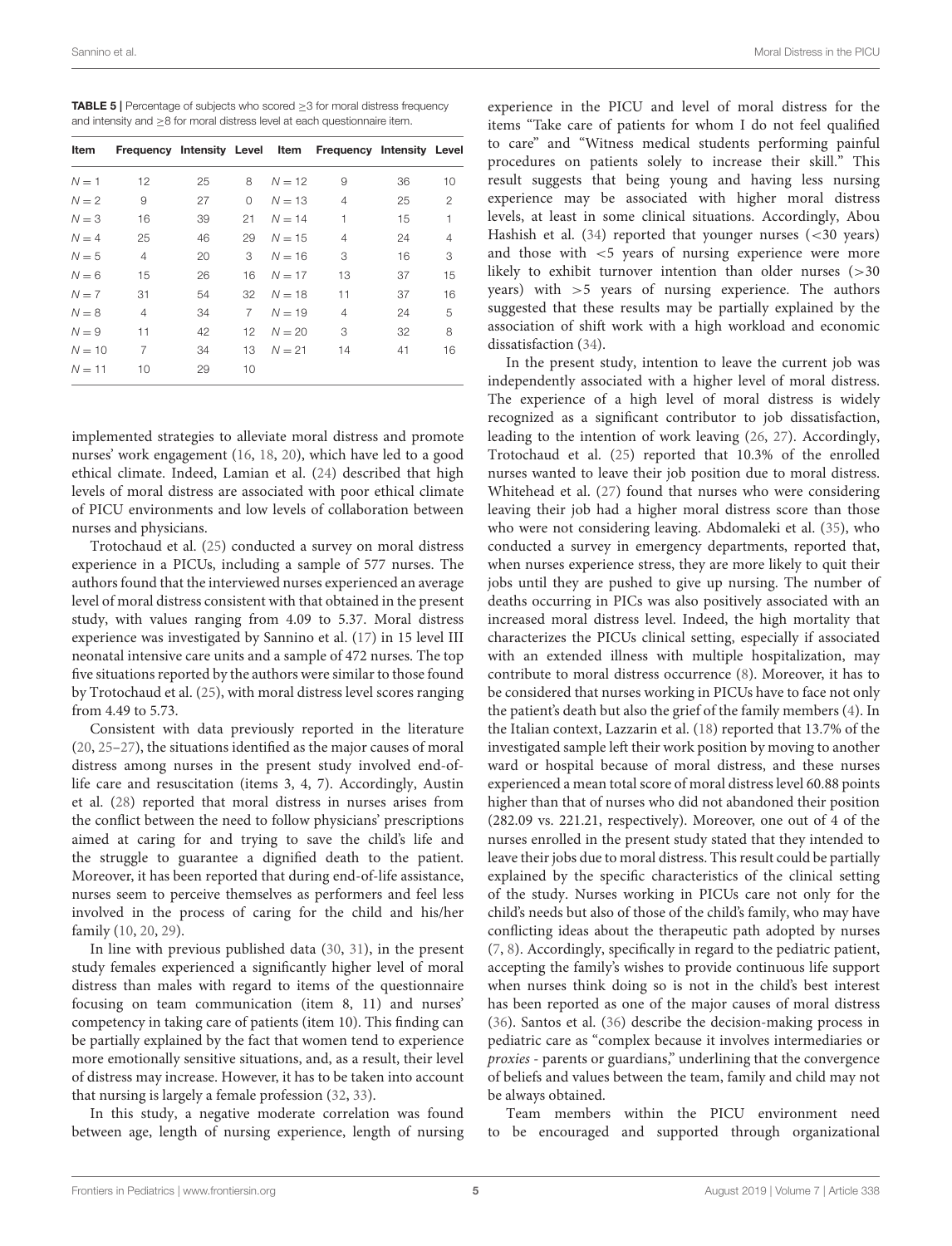**TABLE 5 |** Percentage of subjects who scored ≥3 for moral distress frequency and intensity and ≥8 for moral distress level at each questionnaire item.

| Item | Frequency | Intensity | Level | Item | Frequency | Intensity | Level |
|---|---|---|---|---|---|---|---|
| N = 1 | 12 | 25 | 8 | N = 12 | 9 | 36 | 10 |
| N = 2 | 9 | 27 | 0 | N = 13 | 4 | 25 | 2 |
| N = 3 | 16 | 39 | 21 | N = 14 | 1 | 15 | 1 |
| N = 4 | 25 | 46 | 29 | N = 15 | 4 | 24 | 4 |
| N = 5 | 4 | 20 | 3 | N = 16 | 3 | 16 | 3 |
| N = 6 | 15 | 26 | 16 | N = 17 | 13 | 37 | 15 |
| N = 7 | 31 | 54 | 32 | N = 18 | 11 | 37 | 16 |
| N = 8 | 4 | 34 | 7 | N = 19 | 4 | 24 | 5 |
| N = 9 | 11 | 42 | 12 | N = 20 | 3 | 32 | 8 |
| N = 10 | 7 | 34 | 13 | N = 21 | 14 | 41 | 16 |
| N = 11 | 10 | 29 | 10 | | | | |

implemented strategies to alleviate moral distress and promote nurses' work engagement (16, 18, 20), which have led to a good ethical climate. Indeed, Lamian et al. (24) described that high levels of moral distress are associated with poor ethical climate of PICU environments and low levels of collaboration between nurses and physicians.

Trotochaud et al. (25) conducted a survey on moral distress experience in a PICUs, including a sample of 577 nurses. The authors found that the interviewed nurses experienced an average level of moral distress consistent with that obtained in the present study, with values ranging from 4.09 to 5.37. Moral distress experience was investigated by Sannino et al. (17) in 15 level III neonatal intensive care units and a sample of 472 nurses. The top five situations reported by the authors were similar to those found by Trotochaud et al. (25), with moral distress level scores ranging from 4.49 to 5.73.

Consistent with data previously reported in the literature (20, 25–27), the situations identified as the major causes of moral distress among nurses in the present study involved end-of-life care and resuscitation (items 3, 4, 7). Accordingly, Austin et al. (28) reported that moral distress in nurses arises from the conflict between the need to follow physicians' prescriptions aimed at caring for and trying to save the child's life and the struggle to guarantee a dignified death to the patient. Moreover, it has been reported that during end-of-life assistance, nurses seem to perceive themselves as performers and feel less involved in the process of caring for the child and his/her family (10, 20, 29).

In line with previous published data (30, 31), in the present study females experienced a significantly higher level of moral distress than males with regard to items of the questionnaire focusing on team communication (item 8, 11) and nurses' competency in taking care of patients (item 10). This finding can be partially explained by the fact that women tend to experience more emotionally sensitive situations, and, as a result, their level of distress may increase. However, it has to be taken into account that nursing is largely a female profession (32, 33).

In this study, a negative moderate correlation was found between age, length of nursing experience, length of nursing experience in the PICU and level of moral distress for the items "Take care of patients for whom I do not feel qualified to care" and "Witness medical students performing painful procedures on patients solely to increase their skill." This result suggests that being young and having less nursing experience may be associated with higher moral distress levels, at least in some clinical situations. Accordingly, Abou Hashish et al. (34) reported that younger nurses (<30 years) and those with <5 years of nursing experience were more likely to exhibit turnover intention than older nurses (>30 years) with >5 years of nursing experience. The authors suggested that these results may be partially explained by the association of shift work with a high workload and economic dissatisfaction (34).

In the present study, intention to leave the current job was independently associated with a higher level of moral distress. The experience of a high level of moral distress is widely recognized as a significant contributor to job dissatisfaction, leading to the intention of work leaving (26, 27). Accordingly, Trotochaud et al. (25) reported that 10.3% of the enrolled nurses wanted to leave their job position due to moral distress. Whitehead et al. (27) found that nurses who were considering leaving their job had a higher moral distress score than those who were not considering leaving. Abdomaleki et al. (35), who conducted a survey in emergency departments, reported that, when nurses experience stress, they are more likely to quit their jobs until they are pushed to give up nursing. The number of deaths occurring in PICs was also positively associated with an increased moral distress level. Indeed, the high mortality that characterizes the PICUs clinical setting, especially if associated with an extended illness with multiple hospitalization, may contribute to moral distress occurrence (8). Moreover, it has to be considered that nurses working in PICUs have to face not only the patient's death but also the grief of the family members (4). In the Italian context, Lazzarin et al. (18) reported that 13.7% of the investigated sample left their work position by moving to another ward or hospital because of moral distress, and these nurses experienced a mean total score of moral distress level 60.88 points higher than that of nurses who did not abandoned their position (282.09 vs. 221.21, respectively). Moreover, one out of 4 of the nurses enrolled in the present study stated that they intended to leave their jobs due to moral distress. This result could be partially explained by the specific characteristics of the clinical setting of the study. Nurses working in PICUs care not only for the child's needs but also of those of the child's family, who may have conflicting ideas about the therapeutic path adopted by nurses (7, 8). Accordingly, specifically in regard to the pediatric patient, accepting the family's wishes to provide continuous life support when nurses think doing so is not in the child's best interest has been reported as one of the major causes of moral distress (36). Santos et al. (36) describe the decision-making process in pediatric care as "complex because it involves intermediaries or *proxies* - parents or guardians," underlining that the convergence of beliefs and values between the team, family and child may not be always obtained.

Team members within the PICU environment need to be encouraged and supported through organizational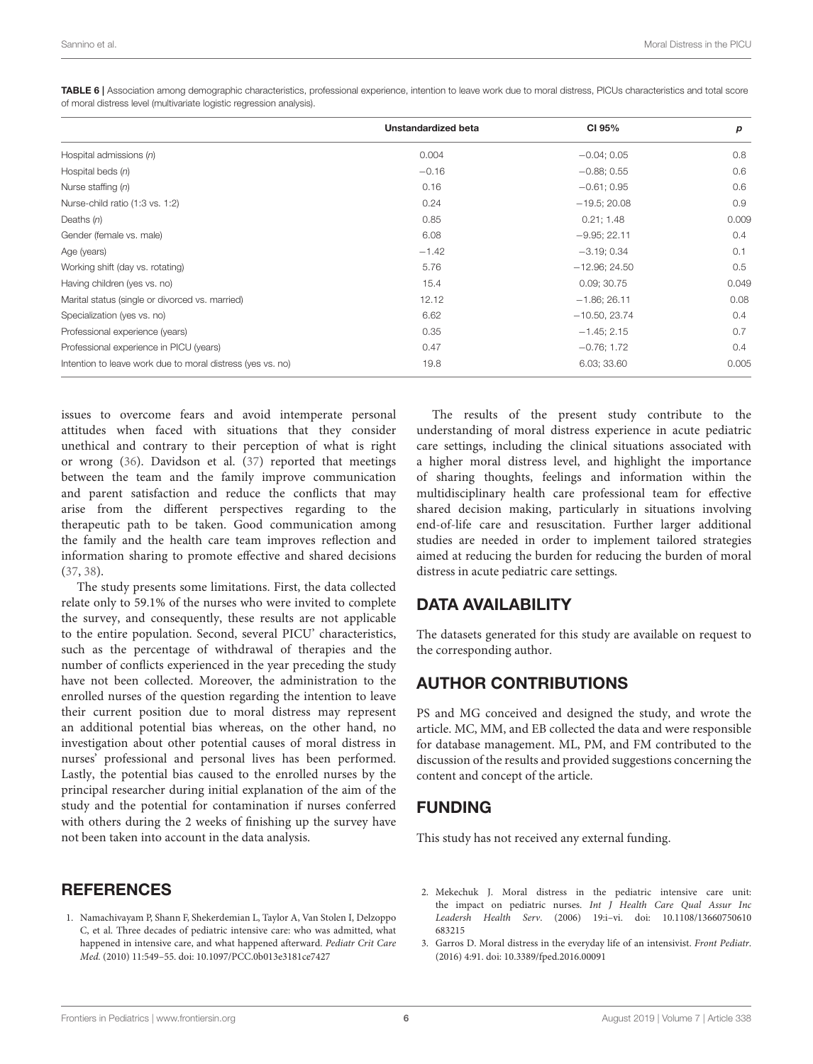**TABLE 6 |** Association among demographic characteristics, professional experience, intention to leave work due to moral distress, PICUs characteristics and total score of moral distress level (multivariate logistic regression analysis).

| | Unstandardized beta | CI 95% | *p* |
|---|---|---|---|
| Hospital admissions (*n*) | 0.004 | −0.04; 0.05 | 0.8 |
| Hospital beds (*n*) | −0.16 | −0.88; 0.55 | 0.6 |
| Nurse staffing (*n*) | 0.16 | −0.61; 0.95 | 0.6 |
| Nurse-child ratio (1:3 vs. 1:2) | 0.24 | −19.5; 20.08 | 0.9 |
| Deaths (*n*) | 0.85 | 0.21; 1.48 | 0.009 |
| Gender (female vs. male) | 6.08 | −9.95; 22.11 | 0.4 |
| Age (years) | −1.42 | −3.19; 0.34 | 0.1 |
| Working shift (day vs. rotating) | 5.76 | −12.96; 24.50 | 0.5 |
| Having children (yes vs. no) | 15.4 | 0.09; 30.75 | 0.049 |
| Marital status (single or divorced vs. married) | 12.12 | −1.86; 26.11 | 0.08 |
| Specialization (yes vs. no) | 6.62 | −10.50, 23.74 | 0.4 |
| Professional experience (years) | 0.35 | −1.45; 2.15 | 0.7 |
| Professional experience in PICU (years) | 0.47 | −0.76; 1.72 | 0.4 |
| Intention to leave work due to moral distress (yes vs. no) | 19.8 | 6.03; 33.60 | 0.005 |

issues to overcome fears and avoid intemperate personal attitudes when faced with situations that they consider unethical and contrary to their perception of what is right or wrong (36). Davidson et al. (37) reported that meetings between the team and the family improve communication and parent satisfaction and reduce the conflicts that may arise from the different perspectives regarding to the therapeutic path to be taken. Good communication among the family and the health care team improves reflection and information sharing to promote effective and shared decisions (37, 38).

The study presents some limitations. First, the data collected relate only to 59.1% of the nurses who were invited to complete the survey, and consequently, these results are not applicable to the entire population. Second, several PICU' characteristics, such as the percentage of withdrawal of therapies and the number of conflicts experienced in the year preceding the study have not been collected. Moreover, the administration to the enrolled nurses of the question regarding the intention to leave their current position due to moral distress may represent an additional potential bias whereas, on the other hand, no investigation about other potential causes of moral distress in nurses' professional and personal lives has been performed. Lastly, the potential bias caused to the enrolled nurses by the principal researcher during initial explanation of the aim of the study and the potential for contamination if nurses conferred with others during the 2 weeks of finishing up the survey have not been taken into account in the data analysis.

The results of the present study contribute to the understanding of moral distress experience in acute pediatric care settings, including the clinical situations associated with a higher moral distress level, and highlight the importance of sharing thoughts, feelings and information within the multidisciplinary health care professional team for effective shared decision making, particularly in situations involving end-of-life care and resuscitation. Further larger additional studies are needed in order to implement tailored strategies aimed at reducing the burden for reducing the burden of moral distress in acute pediatric care settings.

## DATA AVAILABILITY

The datasets generated for this study are available on request to the corresponding author.

## AUTHOR CONTRIBUTIONS

PS and MG conceived and designed the study, and wrote the article. MC, MM, and EB collected the data and were responsible for database management. ML, PM, and FM contributed to the discussion of the results and provided suggestions concerning the content and concept of the article.

## FUNDING

This study has not received any external funding.

## REFERENCES

1. Namachivayam P, Shann F, Shekerdemian L, Taylor A, Van Stolen I, Delzoppo C, et al. Three decades of pediatric intensive care: who was admitted, what happened in intensive care, and what happened afterward. *Pediatr Crit Care Med.* (2010) 11:549–55. doi: 10.1097/PCC.0b013e3181ce7427
2. Mekechuk J. Moral distress in the pediatric intensive care unit: the impact on pediatric nurses. *Int J Health Care Qual Assur Inc Leadersh Health Serv*. (2006) 19:i–vi. doi: 10.1108/13660750610683215
3. Garros D. Moral distress in the everyday life of an intensivist. *Front Pediatr*. (2016) 4:91. doi: 10.3389/fped.2016.00091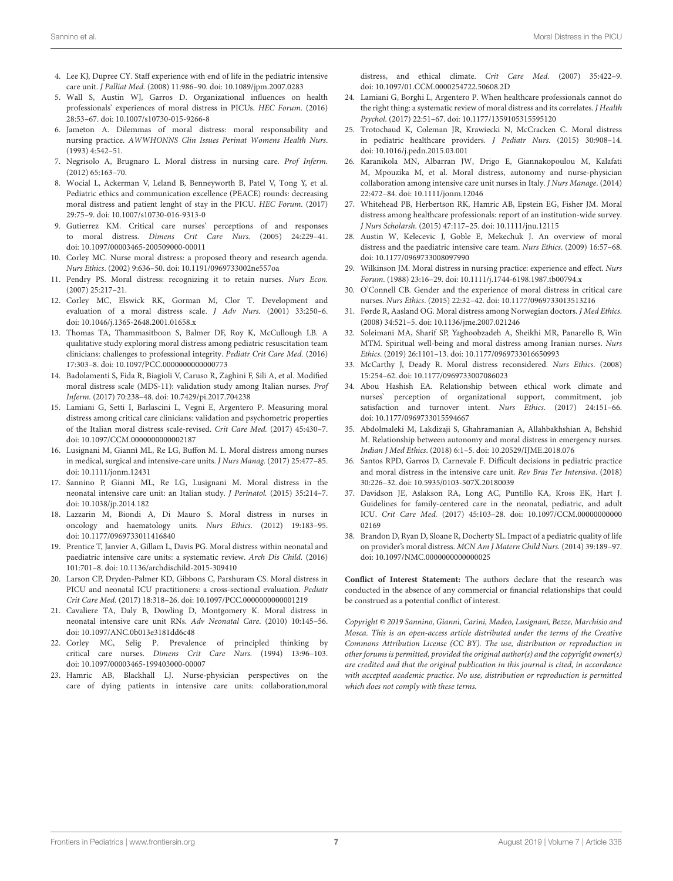4. Lee KJ, Dupree CY. Staff experience with end of life in the pediatric intensive care unit. *J Palliat Med.* (2008) 11:986–90. doi: 10.1089/jpm.2007.0283
5. Wall S, Austin WJ, Garros D. Organizational influences on health professionals' experiences of moral distress in PICUs. *HEC Forum.* (2016) 28:53–67. doi: 10.1007/s10730-015-9266-8
6. Jameton A. Dilemmas of moral distress: moral responsability and nursing practice. *AWWHONNS Clin Issues Perinat Womens Health Nurs.* (1993) 4:542–51.
7. Negrisolo A, Brugnaro L. Moral distress in nursing care. *Prof Inferm.* (2012) 65:163–70.
8. Wocial L, Ackerman V, Leland B, Benneyworth B, Patel V, Tong Y, et al. Pediatric ethics and communication excellence (PEACE) rounds: decreasing moral distress and patient lenght of stay in the PICU. *HEC Forum.* (2017) 29:75–9. doi: 10.1007/s10730-016-9313-0
9. Gutierrez KM. Critical care nurses' perceptions of and responses to moral distress. *Dimens Crit Care Nurs.* (2005) 24:229–41. doi: 10.1097/00003465-200509000-00011
10. Corley MC. Nurse moral distress: a proposed theory and research agenda. *Nurs Ethics.* (2002) 9:636–50. doi: 10.1191/0969733002ne557oa
11. Pendry PS. Moral distress: recognizing it to retain nurses. *Nurs Econ.* (2007) 25:217–21.
12. Corley MC, Elswick RK, Gorman M, Clor T. Development and evaluation of a moral distress scale. *J Adv Nurs.* (2001) 33:250–6. doi: 10.1046/j.1365-2648.2001.01658.x
13. Thomas TA, Thammasitboon S, Balmer DF, Roy K, McCullough LB. A qualitative study exploring moral distress among pediatric resuscitation team clinicians: challenges to professional integrity. *Pediatr Crit Care Med.* (2016) 17:303–8. doi: 10.1097/PCC.0000000000000773
14. Badolamenti S, Fida R, Biagioli V, Caruso R, Zaghini F, Sili A, et al. Modified moral distress scale (MDS-11): validation study among Italian nurses. *Prof Inferm.* (2017) 70:238–48. doi: 10.7429/pi.2017.704238
15. Lamiani G, Setti I, Barlascini L, Vegni E, Argentero P. Measuring moral distress among critical care clinicians: validation and psychometric properties of the Italian moral distress scale-revised. *Crit Care Med.* (2017) 45:430–7. doi: 10.1097/CCM.0000000000002187
16. Lusignani M, Giannì ML, Re LG, Buffon M. L. Moral distress among nurses in medical, surgical and intensive-care units. *J Nurs Manag.* (2017) 25:477–85. doi: 10.1111/jonm.12431
17. Sannino P, Gianni ML, Re LG, Lusignani M. Moral distress in the neonatal intensive care unit: an Italian study. *J Perinatol.* (2015) 35:214–7. doi: 10.1038/jp.2014.182
18. Lazzarin M, Biondi A, Di Mauro S. Moral distress in nurses in oncology and haematology units. *Nurs Ethics.* (2012) 19:183–95. doi: 10.1177/0969733011416840
19. Prentice T, Janvier A, Gillam L, Davis PG. Moral distress within neonatal and paediatric intensive care units: a systematic review. *Arch Dis Child.* (2016) 101:701–8. doi: 10.1136/archdischild-2015-309410
20. Larson CP, Dryden-Palmer KD, Gibbons C, Parshuram CS. Moral distress in PICU and neonatal ICU practitioners: a cross-sectional evaluation. *Pediatr Crit Care Med.* (2017) 18:318–26. doi: 10.1097/PCC.0000000000001219
21. Cavaliere TA, Daly B, Dowling D, Montgomery K. Moral distress in neonatal intensive care unit RNs. *Adv Neonatal Care.* (2010) 10:145–56. doi: 10.1097/ANC.0b013e3181dd6c48
22. Corley MC, Selig P. Prevalence of principled thinking by critical care nurses. *Dimens Crit Care Nurs.* (1994) 13:96–103. doi: 10.1097/00003465-199403000-00007
23. Hamric AB, Blackhall LJ. Nurse-physician perspectives on the care of dying patients in intensive care units: collaboration,moral distress, and ethical climate. *Crit Care Med.* (2007) 35:422–9. doi: 10.1097/01.CCM.0000254722.50608.2D
24. Lamiani G, Borghi L, Argentero P. When healthcare professionals cannot do the right thing: a systematic review of moral distress and its correlates. *J Health Psychol.* (2017) 22:51–67. doi: 10.1177/1359105315595120
25. Trotochaud K, Coleman JR, Krawiecki N, McCracken C. Moral distress in pediatric healthcare providers. *J Pediatr Nurs.* (2015) 30:908–14. doi: 10.1016/j.pedn.2015.03.001
26. Karanikola MN, Albarran JW, Drigo E, Giannakopoulou M, Kalafati M, Mpouzika M, et al. Moral distress, autonomy and nurse-physician collaboration among intensive care unit nurses in Italy. *J Nurs Manage.* (2014) 22:472–84. doi: 10.1111/jonm.12046
27. Whitehead PB, Herbertson RK, Hamric AB, Epstein EG, Fisher JM. Moral distress among healthcare professionals: report of an institution-wide survey. *J Nurs Scholarsh.* (2015) 47:117–25. doi: 10.1111/jnu.12115
28. Austin W, Kelecevic J, Goble E, Mekechuk J. An overview of moral distress and the paediatric intensive care team. *Nurs Ethics.* (2009) 16:57–68. doi: 10.1177/0969733008097990
29. Wilkinson JM. Moral distress in nursing practice: experience and effect. *Nurs Forum.* (1988) 23:16–29. doi: 10.1111/j.1744-6198.1987.tb00794.x
30. O'Connell CB. Gender and the experience of moral distress in critical care nurses. *Nurs Ethics.* (2015) 22:32–42. doi: 10.1177/0969733013513216
31. Førde R, Aasland OG. Moral distress among Norwegian doctors. *J Med Ethics.* (2008) 34:521–5. doi: 10.1136/jme.2007.021246
32. Soleimani MA, Sharif SP, Yaghoobzadeh A, Sheikhi MR, Panarello B, Win MTM. Spiritual well-being and moral distress among Iranian nurses. *Nurs Ethics.* (2019) 26:1101–13. doi: 10.1177/0969733016650993
33. McCarthy J, Deady R. Moral distress reconsidered. *Nurs Ethics.* (2008) 15:254–62. doi: 10.1177/0969733007086023
34. Abou Hashish EA. Relationship between ethical work climate and nurses' perception of organizational support, commitment, job satisfaction and turnover intent. *Nurs Ethics.* (2017) 24:151–66. doi: 10.1177/0969733015594667
35. Abdolmaleki M, Lakdizaji S, Ghahramanian A, Allahbakhshian A, Behshid M. Relationship between autonomy and moral distress in emergency nurses. *Indian J Med Ethics.* (2018) 6:1–5. doi: 10.20529/IJME.2018.076
36. Santos RPD, Garros D, Carnevale F. Difficult decisions in pediatric practice and moral distress in the intensive care unit. *Rev Bras Ter Intensiva.* (2018) 30:226–32. doi: 10.5935/0103-507X.20180039
37. Davidson JE, Aslakson RA, Long AC, Puntillo KA, Kross EK, Hart J. Guidelines for family-centered care in the neonatal, pediatric, and adult ICU. *Crit Care Med.* (2017) 45:103–28. doi: 10.1097/CCM.0000000000002169
38. Brandon D, Ryan D, Sloane R, Docherty SL. Impact of a pediatric quality of life on provider's moral distress. *MCN Am J Matern Child Nurs.* (2014) 39:189–97. doi: 10.1097/NMC.0000000000000025

**Conflict of Interest Statement:** The authors declare that the research was conducted in the absence of any commercial or financial relationships that could be construed as a potential conflict of interest.

*Copyright © 2019 Sannino, Giannì, Carini, Madeo, Lusignani, Bezze, Marchisio and Mosca. This is an open-access article distributed under the terms of the Creative Commons Attribution License (CC BY). The use, distribution or reproduction in other forums is permitted, provided the original author(s) and the copyright owner(s) are credited and that the original publication in this journal is cited, in accordance with accepted academic practice. No use, distribution or reproduction is permitted which does not comply with these terms.*